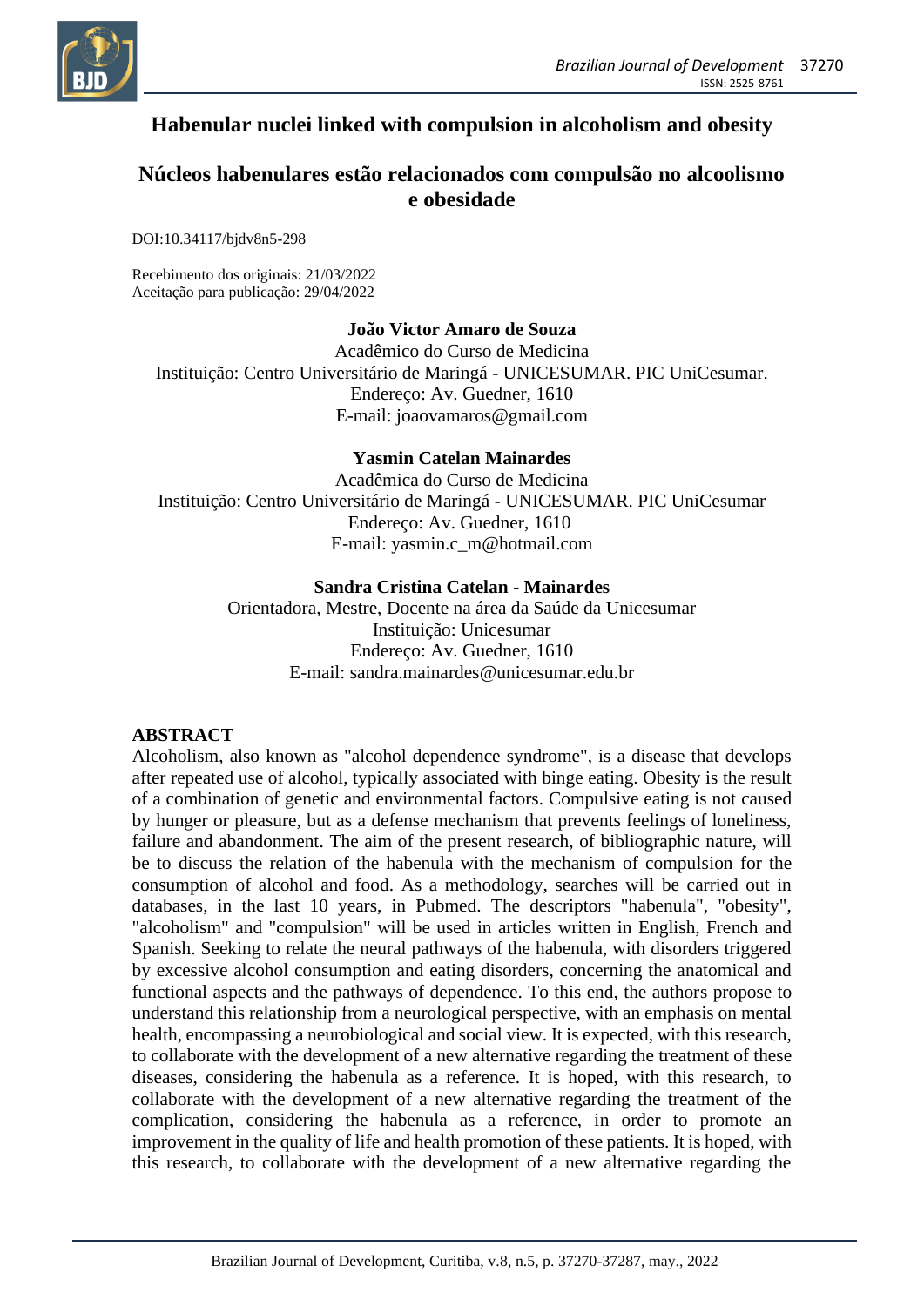# Habenular nuclei linked with compulsion in alcoholism and obesity

# Núcleos habenulares estão relacionados com compulsão no alcoolismo e obesidade

DOI:10.34117/bjdv8n5-298

Recebimento dos originais: 21/03/2022
Aceitação para publicação: 29/04/2022

**João Victor Amaro de Souza**
Acadêmico do Curso de Medicina
Instituição: Centro Universitário de Maringá - UNICESUMAR. PIC UniCesumar.
Endereço: Av. Guedner, 1610
E-mail: joaovamaros@gmail.com

**Yasmin Catelan Mainardes**
Acadêmica do Curso de Medicina
Instituição: Centro Universitário de Maringá - UNICESUMAR. PIC UniCesumar
Endereço: Av. Guedner, 1610
E-mail: yasmin.c_m@hotmail.com

**Sandra Cristina Catelan - Mainardes**
Orientadora, Mestre, Docente na área da Saúde da Unicesumar
Instituição: Unicesumar
Endereço: Av. Guedner, 1610
E-mail: sandra.mainardes@unicesumar.edu.br

## ABSTRACT

Alcoholism, also known as "alcohol dependence syndrome", is a disease that develops after repeated use of alcohol, typically associated with binge eating. Obesity is the result of a combination of genetic and environmental factors. Compulsive eating is not caused by hunger or pleasure, but as a defense mechanism that prevents feelings of loneliness, failure and abandonment. The aim of the present research, of bibliographic nature, will be to discuss the relation of the habenula with the mechanism of compulsion for the consumption of alcohol and food. As a methodology, searches will be carried out in databases, in the last 10 years, in Pubmed. The descriptors "habenula", "obesity", "alcoholism" and "compulsion" will be used in articles written in English, French and Spanish. Seeking to relate the neural pathways of the habenula, with disorders triggered by excessive alcohol consumption and eating disorders, concerning the anatomical and functional aspects and the pathways of dependence. To this end, the authors propose to understand this relationship from a neurological perspective, with an emphasis on mental health, encompassing a neurobiological and social view. It is expected, with this research, to collaborate with the development of a new alternative regarding the treatment of these diseases, considering the habenula as a reference. It is hoped, with this research, to collaborate with the development of a new alternative regarding the treatment of the complication, considering the habenula as a reference, in order to promote an improvement in the quality of life and health promotion of these patients. It is hoped, with this research, to collaborate with the development of a new alternative regarding the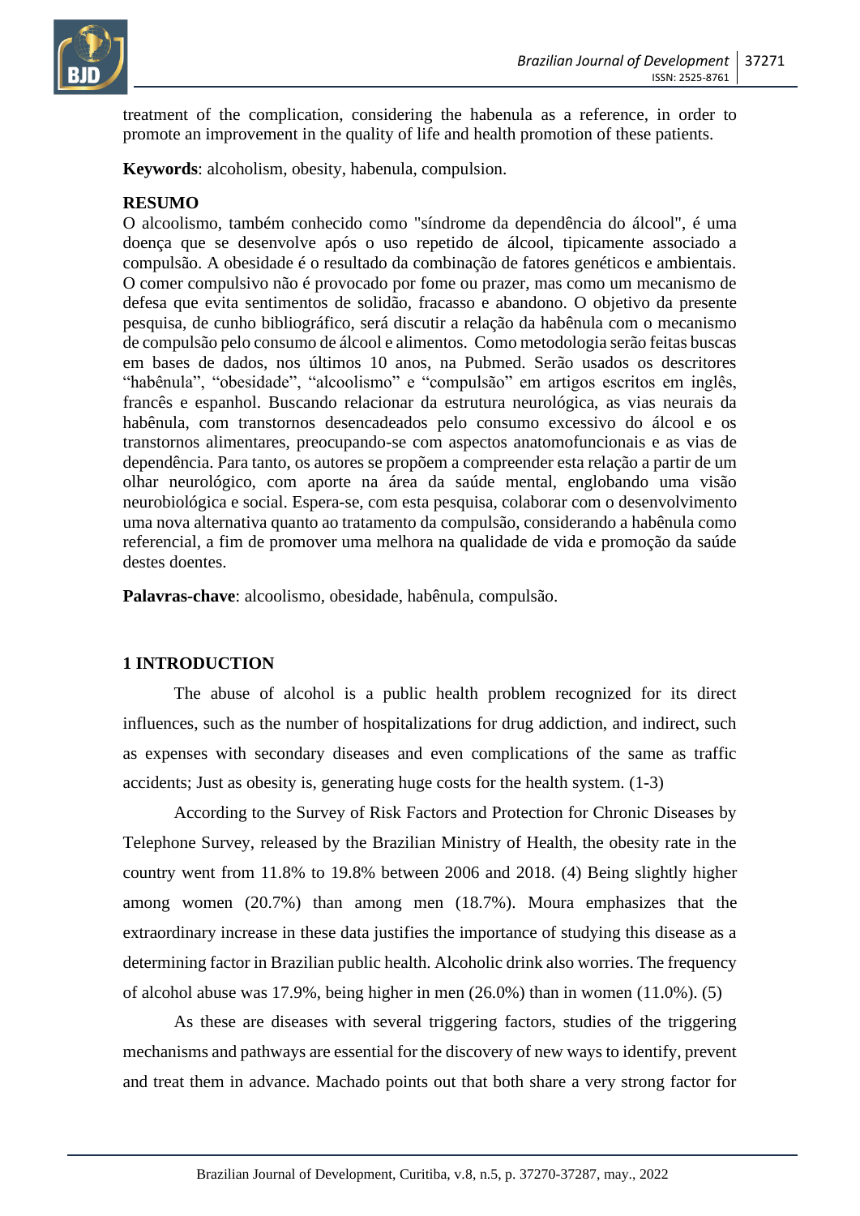treatment of the complication, considering the habenula as a reference, in order to promote an improvement in the quality of life and health promotion of these patients.

**Keywords**: alcoholism, obesity, habenula, compulsion.

**RESUMO**

O alcoolismo, também conhecido como "síndrome da dependência do álcool", é uma doença que se desenvolve após o uso repetido de álcool, tipicamente associado a compulsão. A obesidade é o resultado da combinação de fatores genéticos e ambientais. O comer compulsivo não é provocado por fome ou prazer, mas como um mecanismo de defesa que evita sentimentos de solidão, fracasso e abandono. O objetivo da presente pesquisa, de cunho bibliográfico, será discutir a relação da habênula com o mecanismo de compulsão pelo consumo de álcool e alimentos. Como metodologia serão feitas buscas em bases de dados, nos últimos 10 anos, na Pubmed. Serão usados os descritores "habênula", "obesidade", "alcoolismo" e "compulsão" em artigos escritos em inglês, francês e espanhol. Buscando relacionar da estrutura neurológica, as vias neurais da habênula, com transtornos desencadeados pelo consumo excessivo do álcool e os transtornos alimentares, preocupando-se com aspectos anatomofuncionais e as vias de dependência. Para tanto, os autores se propõem a compreender esta relação a partir de um olhar neurológico, com aporte na área da saúde mental, englobando uma visão neurobiológica e social. Espera-se, com esta pesquisa, colaborar com o desenvolvimento uma nova alternativa quanto ao tratamento da compulsão, considerando a habênula como referencial, a fim de promover uma melhora na qualidade de vida e promoção da saúde destes doentes.

**Palavras-chave**: alcoolismo, obesidade, habênula, compulsão.

## 1 INTRODUCTION

The abuse of alcohol is a public health problem recognized for its direct influences, such as the number of hospitalizations for drug addiction, and indirect, such as expenses with secondary diseases and even complications of the same as traffic accidents; Just as obesity is, generating huge costs for the health system. (1-3)

According to the Survey of Risk Factors and Protection for Chronic Diseases by Telephone Survey, released by the Brazilian Ministry of Health, the obesity rate in the country went from 11.8% to 19.8% between 2006 and 2018. (4) Being slightly higher among women (20.7%) than among men (18.7%). Moura emphasizes that the extraordinary increase in these data justifies the importance of studying this disease as a determining factor in Brazilian public health. Alcoholic drink also worries. The frequency of alcohol abuse was 17.9%, being higher in men (26.0%) than in women (11.0%). (5)

As these are diseases with several triggering factors, studies of the triggering mechanisms and pathways are essential for the discovery of new ways to identify, prevent and treat them in advance. Machado points out that both share a very strong factor for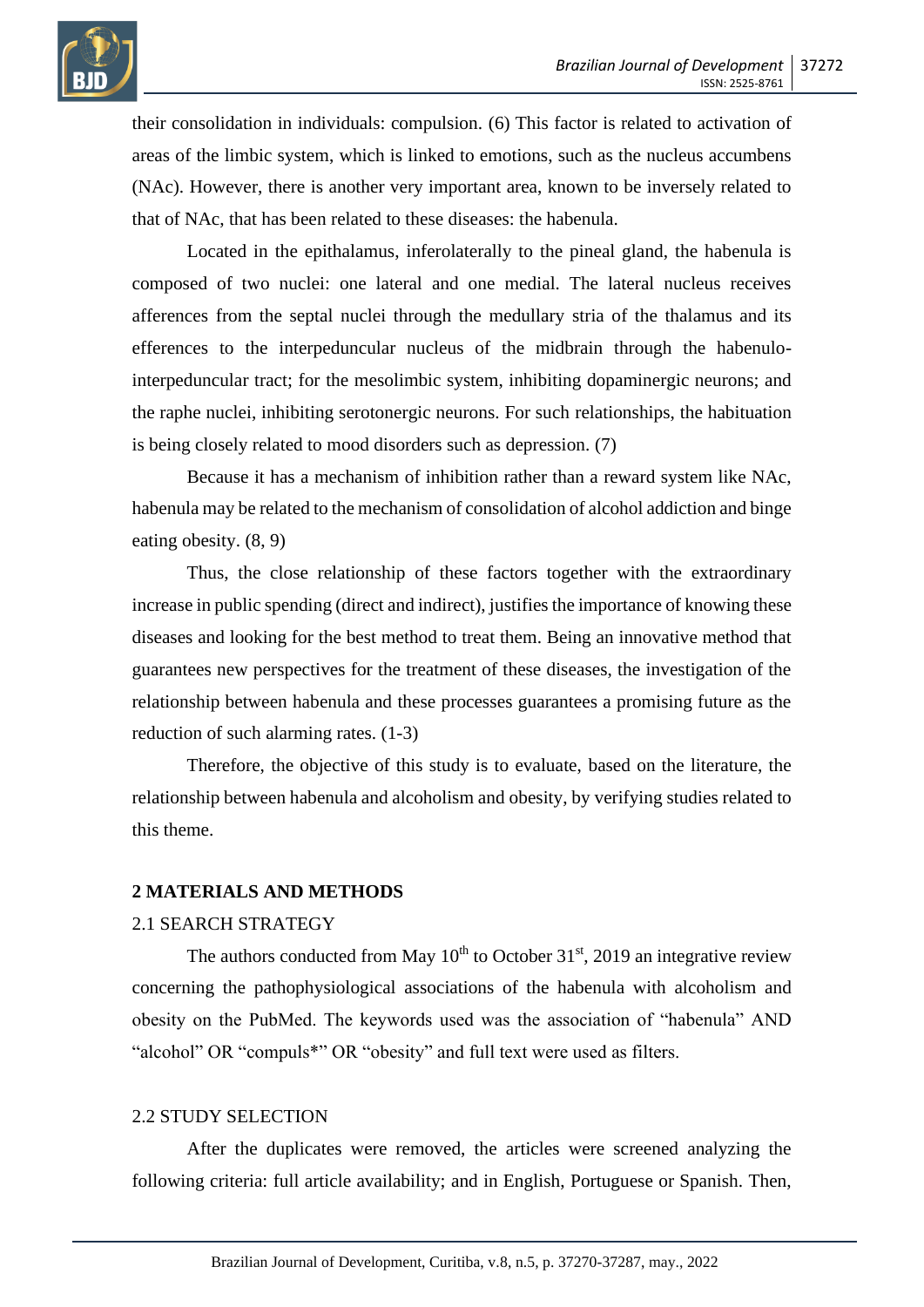their consolidation in individuals: compulsion. (6) This factor is related to activation of areas of the limbic system, which is linked to emotions, such as the nucleus accumbens (NAc). However, there is another very important area, known to be inversely related to that of NAc, that has been related to these diseases: the habenula.

Located in the epithalamus, inferolaterally to the pineal gland, the habenula is composed of two nuclei: one lateral and one medial. The lateral nucleus receives afferences from the septal nuclei through the medullary stria of the thalamus and its efferences to the interpeduncular nucleus of the midbrain through the habenulo-interpeduncular tract; for the mesolimbic system, inhibiting dopaminergic neurons; and the raphe nuclei, inhibiting serotonergic neurons. For such relationships, the habituation is being closely related to mood disorders such as depression. (7)

Because it has a mechanism of inhibition rather than a reward system like NAc, habenula may be related to the mechanism of consolidation of alcohol addiction and binge eating obesity. (8, 9)

Thus, the close relationship of these factors together with the extraordinary increase in public spending (direct and indirect), justifies the importance of knowing these diseases and looking for the best method to treat them. Being an innovative method that guarantees new perspectives for the treatment of these diseases, the investigation of the relationship between habenula and these processes guarantees a promising future as the reduction of such alarming rates. (1-3)

Therefore, the objective of this study is to evaluate, based on the literature, the relationship between habenula and alcoholism and obesity, by verifying studies related to this theme.

## 2 MATERIALS AND METHODS

### 2.1 SEARCH STRATEGY

The authors conducted from May 10th to October 31st, 2019 an integrative review concerning the pathophysiological associations of the habenula with alcoholism and obesity on the PubMed. The keywords used was the association of "habenula" AND "alcohol" OR "compuls*" OR "obesity" and full text were used as filters.

### 2.2 STUDY SELECTION

After the duplicates were removed, the articles were screened analyzing the following criteria: full article availability; and in English, Portuguese or Spanish. Then,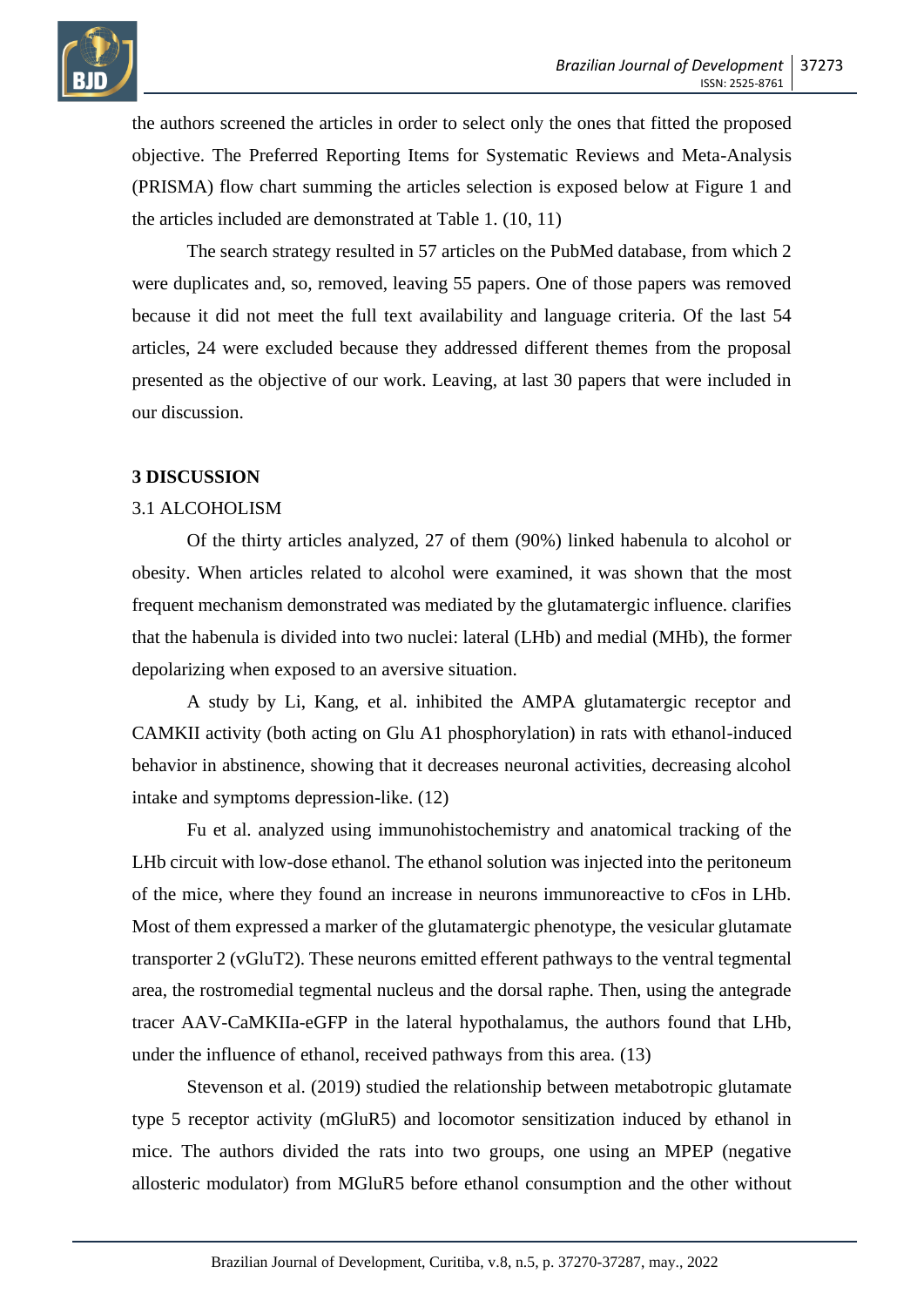the authors screened the articles in order to select only the ones that fitted the proposed objective. The Preferred Reporting Items for Systematic Reviews and Meta-Analysis (PRISMA) flow chart summing the articles selection is exposed below at Figure 1 and the articles included are demonstrated at Table 1. (10, 11)

The search strategy resulted in 57 articles on the PubMed database, from which 2 were duplicates and, so, removed, leaving 55 papers. One of those papers was removed because it did not meet the full text availability and language criteria. Of the last 54 articles, 24 were excluded because they addressed different themes from the proposal presented as the objective of our work. Leaving, at last 30 papers that were included in our discussion.

## 3 DISCUSSION

### 3.1 ALCOHOLISM

Of the thirty articles analyzed, 27 of them (90%) linked habenula to alcohol or obesity. When articles related to alcohol were examined, it was shown that the most frequent mechanism demonstrated was mediated by the glutamatergic influence. clarifies that the habenula is divided into two nuclei: lateral (LHb) and medial (MHb), the former depolarizing when exposed to an aversive situation.

A study by Li, Kang, et al. inhibited the AMPA glutamatergic receptor and CAMKII activity (both acting on Glu A1 phosphorylation) in rats with ethanol-induced behavior in abstinence, showing that it decreases neuronal activities, decreasing alcohol intake and symptoms depression-like. (12)

Fu et al. analyzed using immunohistochemistry and anatomical tracking of the LHb circuit with low-dose ethanol. The ethanol solution was injected into the peritoneum of the mice, where they found an increase in neurons immunoreactive to cFos in LHb. Most of them expressed a marker of the glutamatergic phenotype, the vesicular glutamate transporter 2 (vGluT2). These neurons emitted efferent pathways to the ventral tegmental area, the rostromedial tegmental nucleus and the dorsal raphe. Then, using the antegrade tracer AAV-CaMKIIa-eGFP in the lateral hypothalamus, the authors found that LHb, under the influence of ethanol, received pathways from this area. (13)

Stevenson et al. (2019) studied the relationship between metabotropic glutamate type 5 receptor activity (mGluR5) and locomotor sensitization induced by ethanol in mice. The authors divided the rats into two groups, one using an MPEP (negative allosteric modulator) from MGluR5 before ethanol consumption and the other without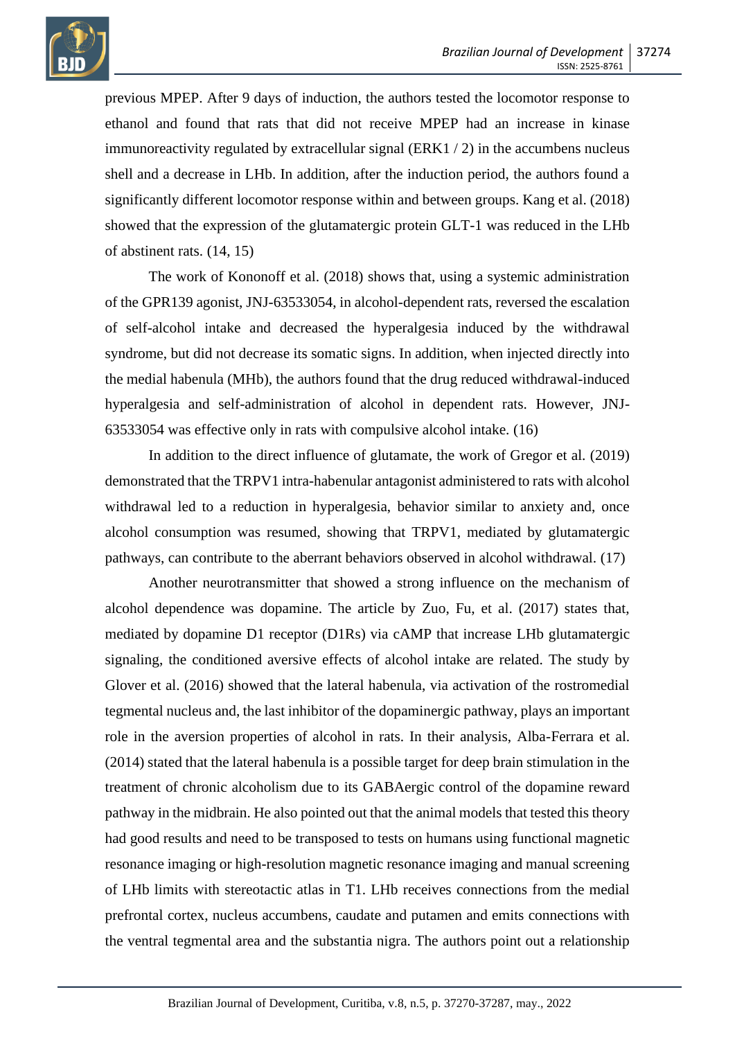previous MPEP. After 9 days of induction, the authors tested the locomotor response to ethanol and found that rats that did not receive MPEP had an increase in kinase immunoreactivity regulated by extracellular signal (ERK1 / 2) in the accumbens nucleus shell and a decrease in LHb. In addition, after the induction period, the authors found a significantly different locomotor response within and between groups. Kang et al. (2018) showed that the expression of the glutamatergic protein GLT-1 was reduced in the LHb of abstinent rats. (14, 15)

The work of Kononoff et al. (2018) shows that, using a systemic administration of the GPR139 agonist, JNJ-63533054, in alcohol-dependent rats, reversed the escalation of self-alcohol intake and decreased the hyperalgesia induced by the withdrawal syndrome, but did not decrease its somatic signs. In addition, when injected directly into the medial habenula (MHb), the authors found that the drug reduced withdrawal-induced hyperalgesia and self-administration of alcohol in dependent rats. However, JNJ-63533054 was effective only in rats with compulsive alcohol intake. (16)

In addition to the direct influence of glutamate, the work of Gregor et al. (2019) demonstrated that the TRPV1 intra-habenular antagonist administered to rats with alcohol withdrawal led to a reduction in hyperalgesia, behavior similar to anxiety and, once alcohol consumption was resumed, showing that TRPV1, mediated by glutamatergic pathways, can contribute to the aberrant behaviors observed in alcohol withdrawal. (17)

Another neurotransmitter that showed a strong influence on the mechanism of alcohol dependence was dopamine. The article by Zuo, Fu, et al. (2017) states that, mediated by dopamine D1 receptor (D1Rs) via cAMP that increase LHb glutamatergic signaling, the conditioned aversive effects of alcohol intake are related. The study by Glover et al. (2016) showed that the lateral habenula, via activation of the rostromedial tegmental nucleus and, the last inhibitor of the dopaminergic pathway, plays an important role in the aversion properties of alcohol in rats. In their analysis, Alba-Ferrara et al. (2014) stated that the lateral habenula is a possible target for deep brain stimulation in the treatment of chronic alcoholism due to its GABAergic control of the dopamine reward pathway in the midbrain. He also pointed out that the animal models that tested this theory had good results and need to be transposed to tests on humans using functional magnetic resonance imaging or high-resolution magnetic resonance imaging and manual screening of LHb limits with stereotactic atlas in T1. LHb receives connections from the medial prefrontal cortex, nucleus accumbens, caudate and putamen and emits connections with the ventral tegmental area and the substantia nigra. The authors point out a relationship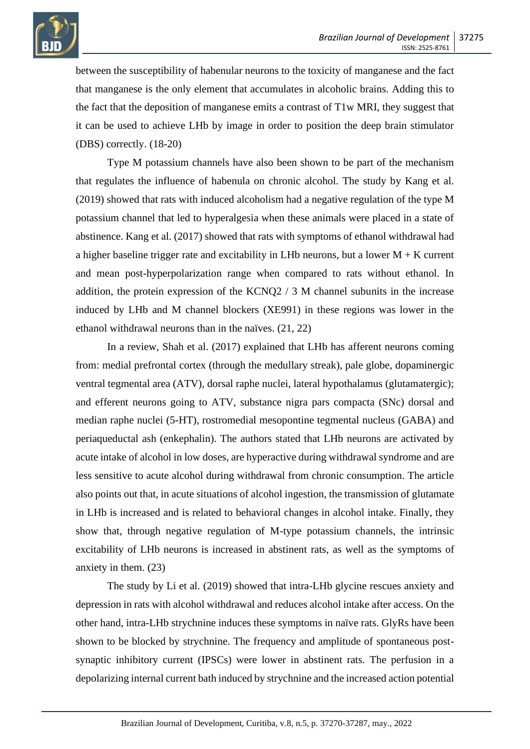between the susceptibility of habenular neurons to the toxicity of manganese and the fact that manganese is the only element that accumulates in alcoholic brains. Adding this to the fact that the deposition of manganese emits a contrast of T1w MRI, they suggest that it can be used to achieve LHb by image in order to position the deep brain stimulator (DBS) correctly. (18-20)

Type M potassium channels have also been shown to be part of the mechanism that regulates the influence of habenula on chronic alcohol. The study by Kang et al. (2019) showed that rats with induced alcoholism had a negative regulation of the type M potassium channel that led to hyperalgesia when these animals were placed in a state of abstinence. Kang et al. (2017) showed that rats with symptoms of ethanol withdrawal had a higher baseline trigger rate and excitability in LHb neurons, but a lower M + K current and mean post-hyperpolarization range when compared to rats without ethanol. In addition, the protein expression of the KCNQ2 / 3 M channel subunits in the increase induced by LHb and M channel blockers (XE991) in these regions was lower in the ethanol withdrawal neurons than in the naïves. (21, 22)

In a review, Shah et al. (2017) explained that LHb has afferent neurons coming from: medial prefrontal cortex (through the medullary streak), pale globe, dopaminergic ventral tegmental area (ATV), dorsal raphe nuclei, lateral hypothalamus (glutamatergic); and efferent neurons going to ATV, substance nigra pars compacta (SNc) dorsal and median raphe nuclei (5-HT), rostromedial mesopontine tegmental nucleus (GABA) and periaqueductal ash (enkephalin). The authors stated that LHb neurons are activated by acute intake of alcohol in low doses, are hyperactive during withdrawal syndrome and are less sensitive to acute alcohol during withdrawal from chronic consumption. The article also points out that, in acute situations of alcohol ingestion, the transmission of glutamate in LHb is increased and is related to behavioral changes in alcohol intake. Finally, they show that, through negative regulation of M-type potassium channels, the intrinsic excitability of LHb neurons is increased in abstinent rats, as well as the symptoms of anxiety in them. (23)

The study by Li et al. (2019) showed that intra-LHb glycine rescues anxiety and depression in rats with alcohol withdrawal and reduces alcohol intake after access. On the other hand, intra-LHb strychnine induces these symptoms in naïve rats. GlyRs have been shown to be blocked by strychnine. The frequency and amplitude of spontaneous post-synaptic inhibitory current (IPSCs) were lower in abstinent rats. The perfusion in a depolarizing internal current bath induced by strychnine and the increased action potential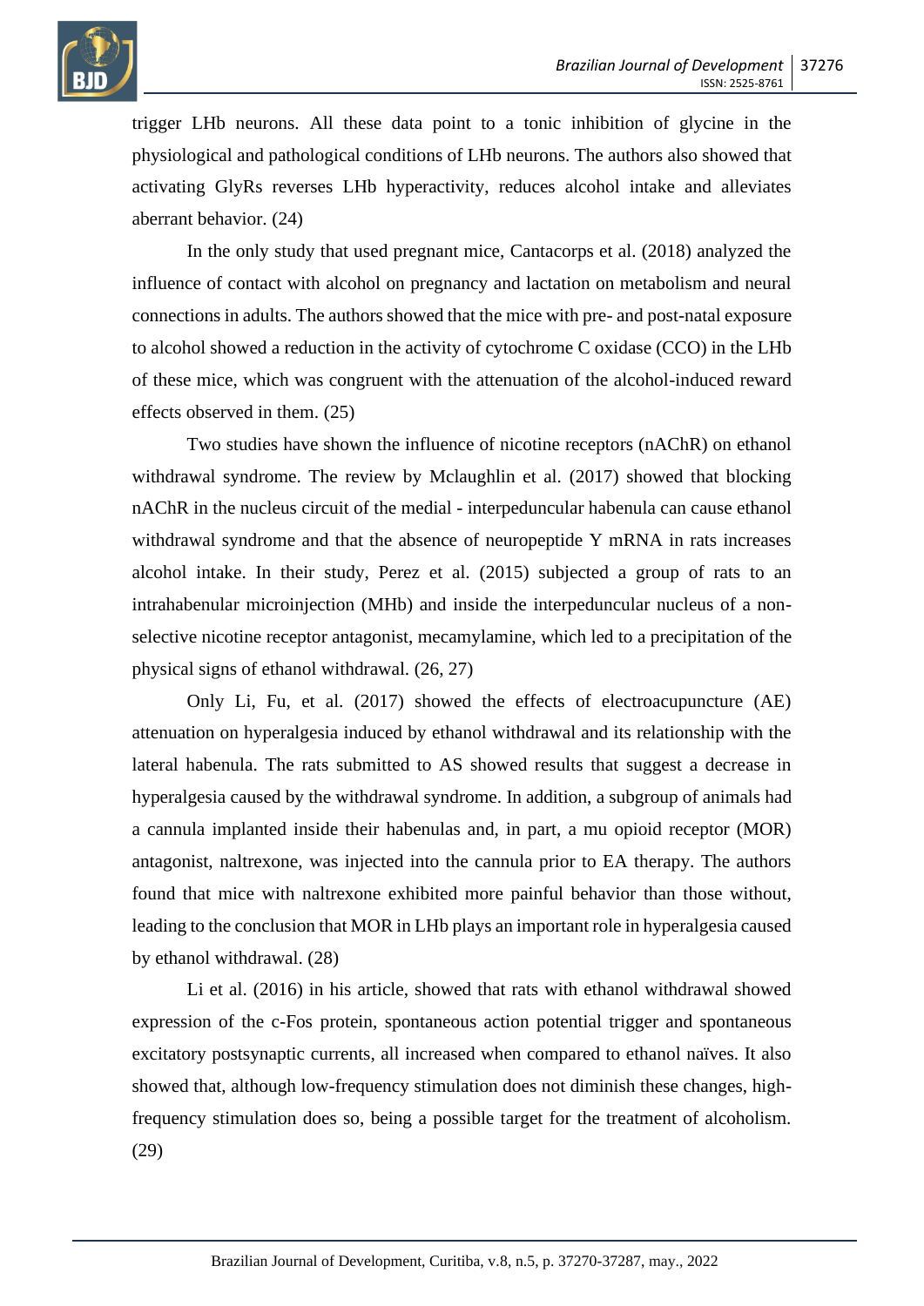trigger LHb neurons. All these data point to a tonic inhibition of glycine in the physiological and pathological conditions of LHb neurons. The authors also showed that activating GlyRs reverses LHb hyperactivity, reduces alcohol intake and alleviates aberrant behavior. (24)

In the only study that used pregnant mice, Cantacorps et al. (2018) analyzed the influence of contact with alcohol on pregnancy and lactation on metabolism and neural connections in adults. The authors showed that the mice with pre- and post-natal exposure to alcohol showed a reduction in the activity of cytochrome C oxidase (CCO) in the LHb of these mice, which was congruent with the attenuation of the alcohol-induced reward effects observed in them. (25)

Two studies have shown the influence of nicotine receptors (nAChR) on ethanol withdrawal syndrome. The review by Mclaughlin et al. (2017) showed that blocking nAChR in the nucleus circuit of the medial - interpeduncular habenula can cause ethanol withdrawal syndrome and that the absence of neuropeptide Y mRNA in rats increases alcohol intake. In their study, Perez et al. (2015) subjected a group of rats to an intrahabenular microinjection (MHb) and inside the interpeduncular nucleus of a non-selective nicotine receptor antagonist, mecamylamine, which led to a precipitation of the physical signs of ethanol withdrawal. (26, 27)

Only Li, Fu, et al. (2017) showed the effects of electroacupuncture (AE) attenuation on hyperalgesia induced by ethanol withdrawal and its relationship with the lateral habenula. The rats submitted to AS showed results that suggest a decrease in hyperalgesia caused by the withdrawal syndrome. In addition, a subgroup of animals had a cannula implanted inside their habenulas and, in part, a mu opioid receptor (MOR) antagonist, naltrexone, was injected into the cannula prior to EA therapy. The authors found that mice with naltrexone exhibited more painful behavior than those without, leading to the conclusion that MOR in LHb plays an important role in hyperalgesia caused by ethanol withdrawal. (28)

Li et al. (2016) in his article, showed that rats with ethanol withdrawal showed expression of the c-Fos protein, spontaneous action potential trigger and spontaneous excitatory postsynaptic currents, all increased when compared to ethanol naïves. It also showed that, although low-frequency stimulation does not diminish these changes, high-frequency stimulation does so, being a possible target for the treatment of alcoholism. (29)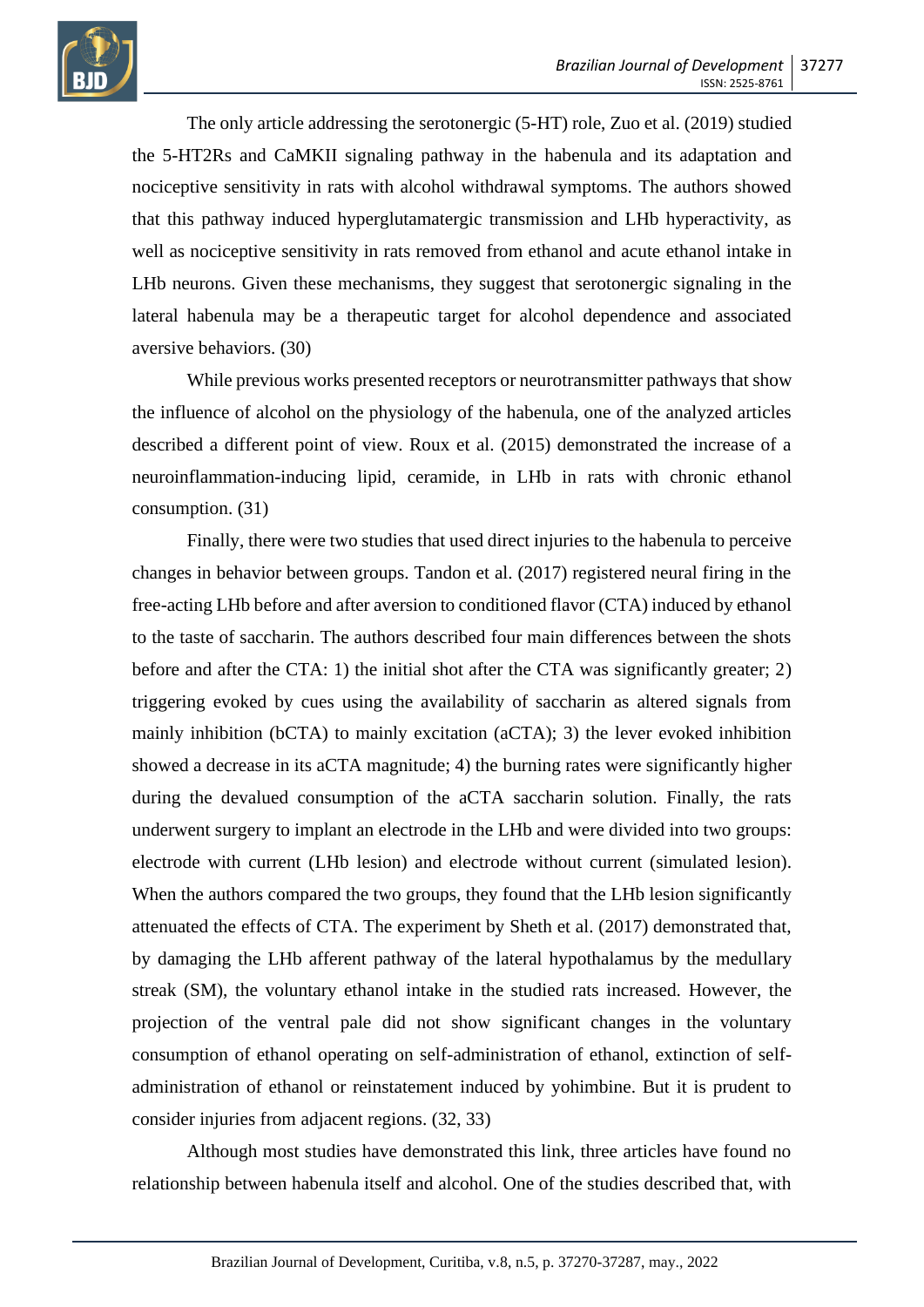The only article addressing the serotonergic (5-HT) role, Zuo et al. (2019) studied the 5-HT2Rs and CaMKII signaling pathway in the habenula and its adaptation and nociceptive sensitivity in rats with alcohol withdrawal symptoms. The authors showed that this pathway induced hyperglutamatergic transmission and LHb hyperactivity, as well as nociceptive sensitivity in rats removed from ethanol and acute ethanol intake in LHb neurons. Given these mechanisms, they suggest that serotonergic signaling in the lateral habenula may be a therapeutic target for alcohol dependence and associated aversive behaviors. (30)

While previous works presented receptors or neurotransmitter pathways that show the influence of alcohol on the physiology of the habenula, one of the analyzed articles described a different point of view. Roux et al. (2015) demonstrated the increase of a neuroinflammation-inducing lipid, ceramide, in LHb in rats with chronic ethanol consumption. (31)

Finally, there were two studies that used direct injuries to the habenula to perceive changes in behavior between groups. Tandon et al. (2017) registered neural firing in the free-acting LHb before and after aversion to conditioned flavor (CTA) induced by ethanol to the taste of saccharin. The authors described four main differences between the shots before and after the CTA: 1) the initial shot after the CTA was significantly greater; 2) triggering evoked by cues using the availability of saccharin as altered signals from mainly inhibition (bCTA) to mainly excitation (aCTA); 3) the lever evoked inhibition showed a decrease in its aCTA magnitude; 4) the burning rates were significantly higher during the devalued consumption of the aCTA saccharin solution. Finally, the rats underwent surgery to implant an electrode in the LHb and were divided into two groups: electrode with current (LHb lesion) and electrode without current (simulated lesion). When the authors compared the two groups, they found that the LHb lesion significantly attenuated the effects of CTA. The experiment by Sheth et al. (2017) demonstrated that, by damaging the LHb afferent pathway of the lateral hypothalamus by the medullary streak (SM), the voluntary ethanol intake in the studied rats increased. However, the projection of the ventral pale did not show significant changes in the voluntary consumption of ethanol operating on self-administration of ethanol, extinction of self-administration of ethanol or reinstatement induced by yohimbine. But it is prudent to consider injuries from adjacent regions. (32, 33)

Although most studies have demonstrated this link, three articles have found no relationship between habenula itself and alcohol. One of the studies described that, with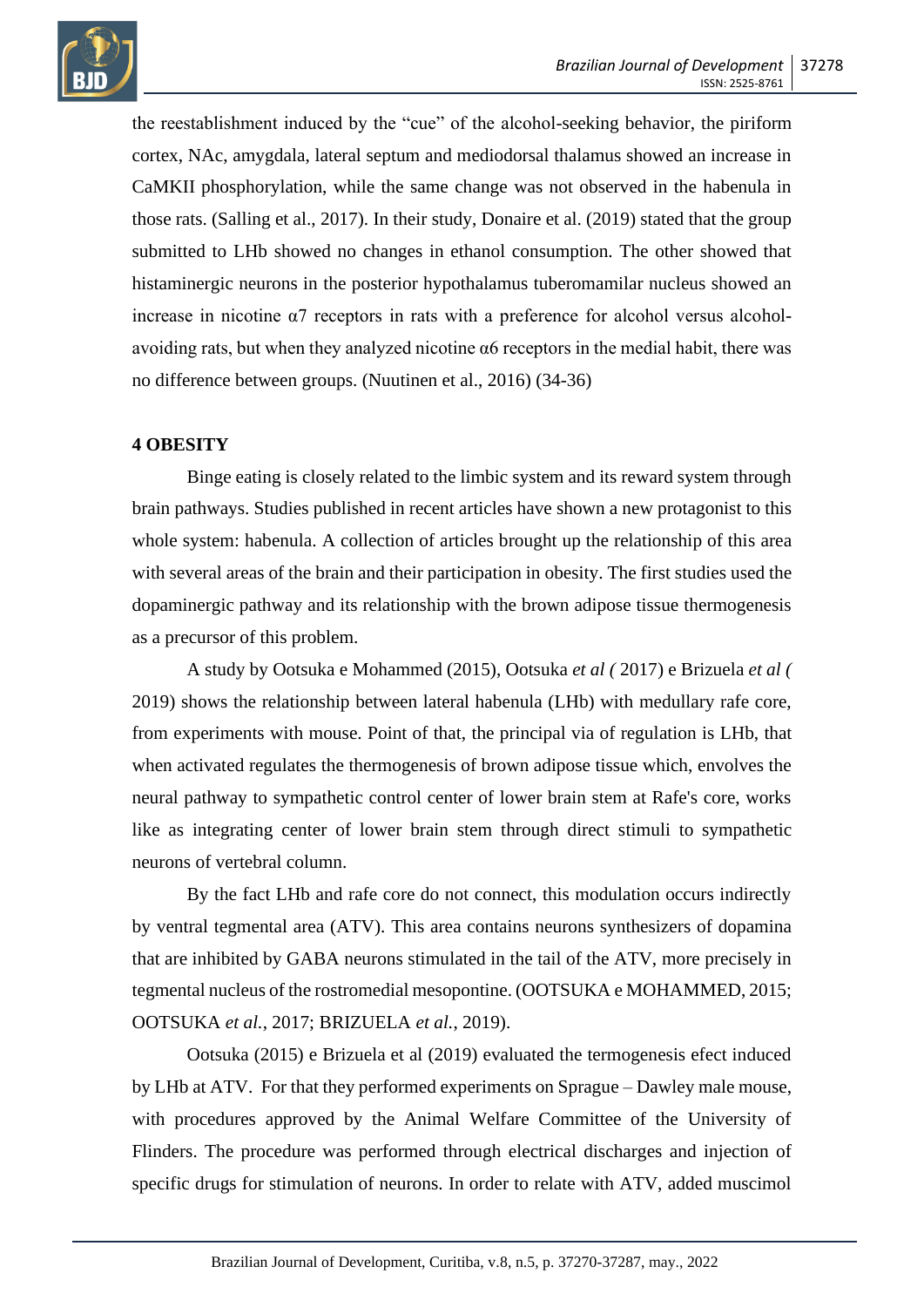the reestablishment induced by the "cue" of the alcohol-seeking behavior, the piriform cortex, NAc, amygdala, lateral septum and mediodorsal thalamus showed an increase in CaMKII phosphorylation, while the same change was not observed in the habenula in those rats. (Salling et al., 2017). In their study, Donaire et al. (2019) stated that the group submitted to LHb showed no changes in ethanol consumption. The other showed that histaminergic neurons in the posterior hypothalamus tuberomamilar nucleus showed an increase in nicotine α7 receptors in rats with a preference for alcohol versus alcohol-avoiding rats, but when they analyzed nicotine α6 receptors in the medial habit, there was no difference between groups. (Nuutinen et al., 2016) (34-36)

## 4 OBESITY

Binge eating is closely related to the limbic system and its reward system through brain pathways. Studies published in recent articles have shown a new protagonist to this whole system: habenula. A collection of articles brought up the relationship of this area with several areas of the brain and their participation in obesity. The first studies used the dopaminergic pathway and its relationship with the brown adipose tissue thermogenesis as a precursor of this problem.

A study by Ootsuka e Mohammed (2015), Ootsuka *et al (* 2017) e Brizuela *et al (* 2019) shows the relationship between lateral habenula (LHb) with medullary rafe core, from experiments with mouse. Point of that, the principal via of regulation is LHb, that when activated regulates the thermogenesis of brown adipose tissue which, envolves the neural pathway to sympathetic control center of lower brain stem at Rafe's core, works like as integrating center of lower brain stem through direct stimuli to sympathetic neurons of vertebral column.

By the fact LHb and rafe core do not connect, this modulation occurs indirectly by ventral tegmental area (ATV). This area contains neurons synthesizers of dopamina that are inhibited by GABA neurons stimulated in the tail of the ATV, more precisely in tegmental nucleus of the rostromedial mesopontine. (OOTSUKA e MOHAMMED, 2015; OOTSUKA *et al.*, 2017; BRIZUELA *et al.*, 2019).

Ootsuka (2015) e Brizuela et al (2019) evaluated the termogenesis efect induced by LHb at ATV. For that they performed experiments on Sprague – Dawley male mouse, with procedures approved by the Animal Welfare Committee of the University of Flinders. The procedure was performed through electrical discharges and injection of specific drugs for stimulation of neurons. In order to relate with ATV, added muscimol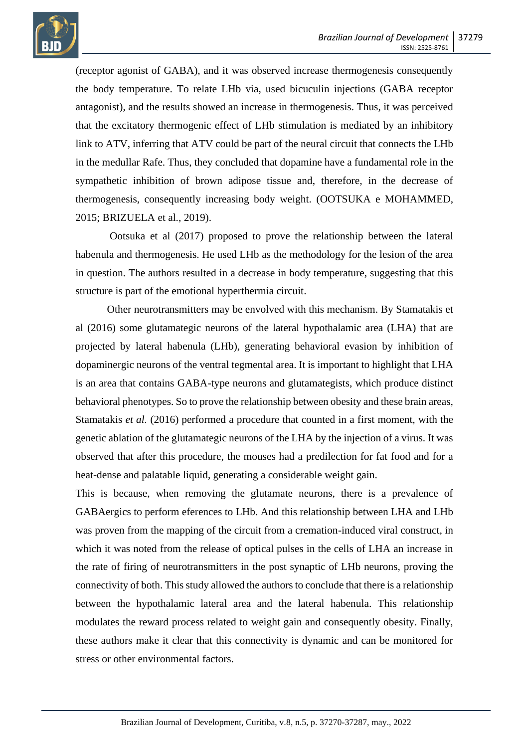(receptor agonist of GABA), and it was observed increase thermogenesis consequently the body temperature. To relate LHb via, used bicuculin injections (GABA receptor antagonist), and the results showed an increase in thermogenesis. Thus, it was perceived that the excitatory thermogenic effect of LHb stimulation is mediated by an inhibitory link to ATV, inferring that ATV could be part of the neural circuit that connects the LHb in the medullar Rafe. Thus, they concluded that dopamine have a fundamental role in the sympathetic inhibition of brown adipose tissue and, therefore, in the decrease of thermogenesis, consequently increasing body weight. (OOTSUKA e MOHAMMED, 2015; BRIZUELA et al., 2019).

Ootsuka et al (2017) proposed to prove the relationship between the lateral habenula and thermogenesis. He used LHb as the methodology for the lesion of the area in question. The authors resulted in a decrease in body temperature, suggesting that this structure is part of the emotional hyperthermia circuit.

Other neurotransmitters may be envolved with this mechanism. By Stamatakis et al (2016) some glutamategic neurons of the lateral hypothalamic area (LHA) that are projected by lateral habenula (LHb), generating behavioral evasion by inhibition of dopaminergic neurons of the ventral tegmental area. It is important to highlight that LHA is an area that contains GABA-type neurons and glutamategists, which produce distinct behavioral phenotypes. So to prove the relationship between obesity and these brain areas, Stamatakis *et al.* (2016) performed a procedure that counted in a first moment, with the genetic ablation of the glutamategic neurons of the LHA by the injection of a virus. It was observed that after this procedure, the mouses had a predilection for fat food and for a heat-dense and palatable liquid, generating a considerable weight gain.

This is because, when removing the glutamate neurons, there is a prevalence of GABAergics to perform eferences to LHb. And this relationship between LHA and LHb was proven from the mapping of the circuit from a cremation-induced viral construct, in which it was noted from the release of optical pulses in the cells of LHA an increase in the rate of firing of neurotransmitters in the post synaptic of LHb neurons, proving the connectivity of both. This study allowed the authors to conclude that there is a relationship between the hypothalamic lateral area and the lateral habenula. This relationship modulates the reward process related to weight gain and consequently obesity. Finally, these authors make it clear that this connectivity is dynamic and can be monitored for stress or other environmental factors.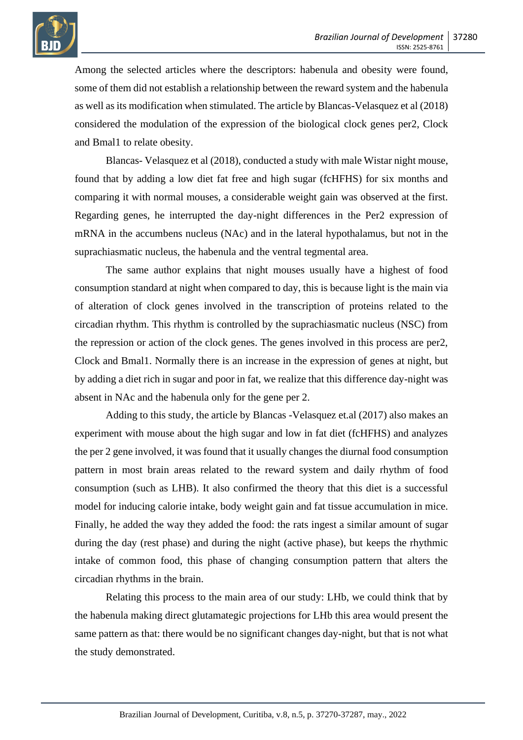Among the selected articles where the descriptors: habenula and obesity were found, some of them did not establish a relationship between the reward system and the habenula as well as its modification when stimulated. The article by Blancas-Velasquez et al (2018) considered the modulation of the expression of the biological clock genes per2, Clock and Bmal1 to relate obesity.

Blancas- Velasquez et al (2018), conducted a study with male Wistar night mouse, found that by adding a low diet fat free and high sugar (fcHFHS) for six months and comparing it with normal mouses, a considerable weight gain was observed at the first. Regarding genes, he interrupted the day-night differences in the Per2 expression of mRNA in the accumbens nucleus (NAc) and in the lateral hypothalamus, but not in the suprachiasmatic nucleus, the habenula and the ventral tegmental area.

The same author explains that night mouses usually have a highest of food consumption standard at night when compared to day, this is because light is the main via of alteration of clock genes involved in the transcription of proteins related to the circadian rhythm. This rhythm is controlled by the suprachiasmatic nucleus (NSC) from the repression or action of the clock genes. The genes involved in this process are per2, Clock and Bmal1. Normally there is an increase in the expression of genes at night, but by adding a diet rich in sugar and poor in fat, we realize that this difference day-night was absent in NAc and the habenula only for the gene per 2.

Adding to this study, the article by Blancas -Velasquez et.al (2017) also makes an experiment with mouse about the high sugar and low in fat diet (fcHFHS) and analyzes the per 2 gene involved, it was found that it usually changes the diurnal food consumption pattern in most brain areas related to the reward system and daily rhythm of food consumption (such as LHB). It also confirmed the theory that this diet is a successful model for inducing calorie intake, body weight gain and fat tissue accumulation in mice. Finally, he added the way they added the food: the rats ingest a similar amount of sugar during the day (rest phase) and during the night (active phase), but keeps the rhythmic intake of common food, this phase of changing consumption pattern that alters the circadian rhythms in the brain.

Relating this process to the main area of our study: LHb, we could think that by the habenula making direct glutamategic projections for LHb this area would present the same pattern as that: there would be no significant changes day-night, but that is not what the study demonstrated.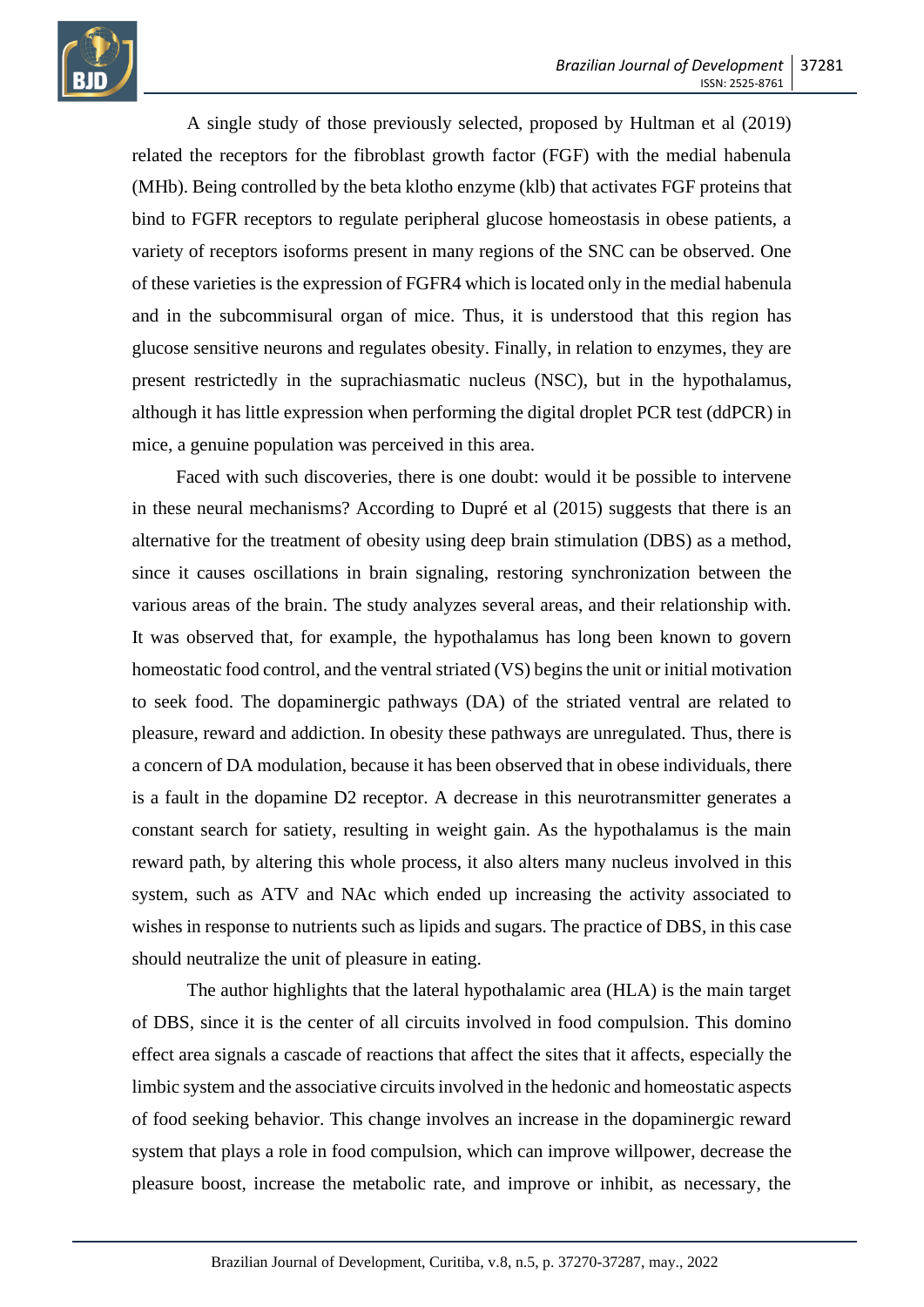A single study of those previously selected, proposed by Hultman et al (2019) related the receptors for the fibroblast growth factor (FGF) with the medial habenula (MHb). Being controlled by the beta klotho enzyme (klb) that activates FGF proteins that bind to FGFR receptors to regulate peripheral glucose homeostasis in obese patients, a variety of receptors isoforms present in many regions of the SNC can be observed. One of these varieties is the expression of FGFR4 which is located only in the medial habenula and in the subcommisural organ of mice. Thus, it is understood that this region has glucose sensitive neurons and regulates obesity. Finally, in relation to enzymes, they are present restrictedly in the suprachiasmatic nucleus (NSC), but in the hypothalamus, although it has little expression when performing the digital droplet PCR test (ddPCR) in mice, a genuine population was perceived in this area.

Faced with such discoveries, there is one doubt: would it be possible to intervene in these neural mechanisms? According to Dupré et al (2015) suggests that there is an alternative for the treatment of obesity using deep brain stimulation (DBS) as a method, since it causes oscillations in brain signaling, restoring synchronization between the various areas of the brain. The study analyzes several areas, and their relationship with. It was observed that, for example, the hypothalamus has long been known to govern homeostatic food control, and the ventral striated (VS) begins the unit or initial motivation to seek food. The dopaminergic pathways (DA) of the striated ventral are related to pleasure, reward and addiction. In obesity these pathways are unregulated. Thus, there is a concern of DA modulation, because it has been observed that in obese individuals, there is a fault in the dopamine D2 receptor. A decrease in this neurotransmitter generates a constant search for satiety, resulting in weight gain. As the hypothalamus is the main reward path, by altering this whole process, it also alters many nucleus involved in this system, such as ATV and NAc which ended up increasing the activity associated to wishes in response to nutrients such as lipids and sugars. The practice of DBS, in this case should neutralize the unit of pleasure in eating.

The author highlights that the lateral hypothalamic area (HLA) is the main target of DBS, since it is the center of all circuits involved in food compulsion. This domino effect area signals a cascade of reactions that affect the sites that it affects, especially the limbic system and the associative circuits involved in the hedonic and homeostatic aspects of food seeking behavior. This change involves an increase in the dopaminergic reward system that plays a role in food compulsion, which can improve willpower, decrease the pleasure boost, increase the metabolic rate, and improve or inhibit, as necessary, the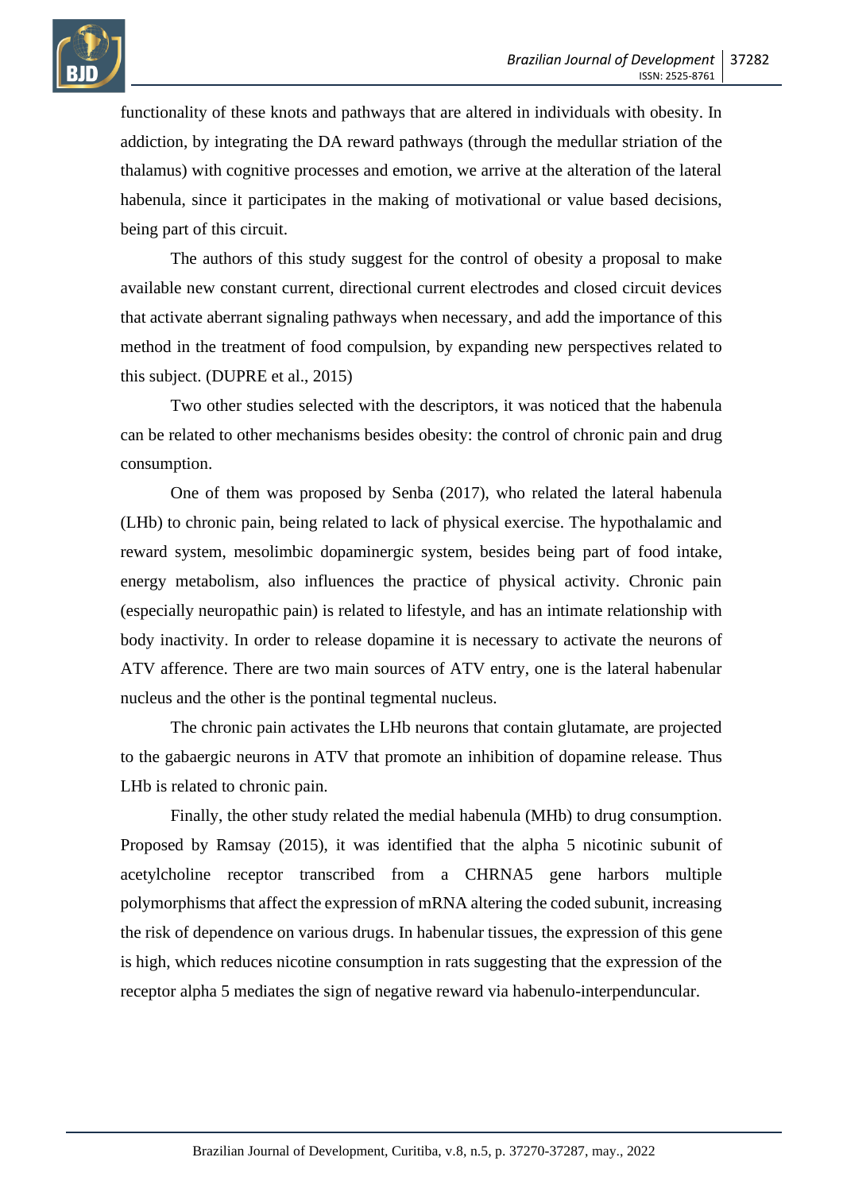functionality of these knots and pathways that are altered in individuals with obesity. In addiction, by integrating the DA reward pathways (through the medullar striation of the thalamus) with cognitive processes and emotion, we arrive at the alteration of the lateral habenula, since it participates in the making of motivational or value based decisions, being part of this circuit.

The authors of this study suggest for the control of obesity a proposal to make available new constant current, directional current electrodes and closed circuit devices that activate aberrant signaling pathways when necessary, and add the importance of this method in the treatment of food compulsion, by expanding new perspectives related to this subject. (DUPRE et al., 2015)

Two other studies selected with the descriptors, it was noticed that the habenula can be related to other mechanisms besides obesity: the control of chronic pain and drug consumption.

One of them was proposed by Senba (2017), who related the lateral habenula (LHb) to chronic pain, being related to lack of physical exercise. The hypothalamic and reward system, mesolimbic dopaminergic system, besides being part of food intake, energy metabolism, also influences the practice of physical activity. Chronic pain (especially neuropathic pain) is related to lifestyle, and has an intimate relationship with body inactivity. In order to release dopamine it is necessary to activate the neurons of ATV afference. There are two main sources of ATV entry, one is the lateral habenular nucleus and the other is the pontinal tegmental nucleus.

The chronic pain activates the LHb neurons that contain glutamate, are projected to the gabaergic neurons in ATV that promote an inhibition of dopamine release. Thus LHb is related to chronic pain.

Finally, the other study related the medial habenula (MHb) to drug consumption. Proposed by Ramsay (2015), it was identified that the alpha 5 nicotinic subunit of acetylcholine receptor transcribed from a CHRNA5 gene harbors multiple polymorphisms that affect the expression of mRNA altering the coded subunit, increasing the risk of dependence on various drugs. In habenular tissues, the expression of this gene is high, which reduces nicotine consumption in rats suggesting that the expression of the receptor alpha 5 mediates the sign of negative reward via habenulo-interpenduncular.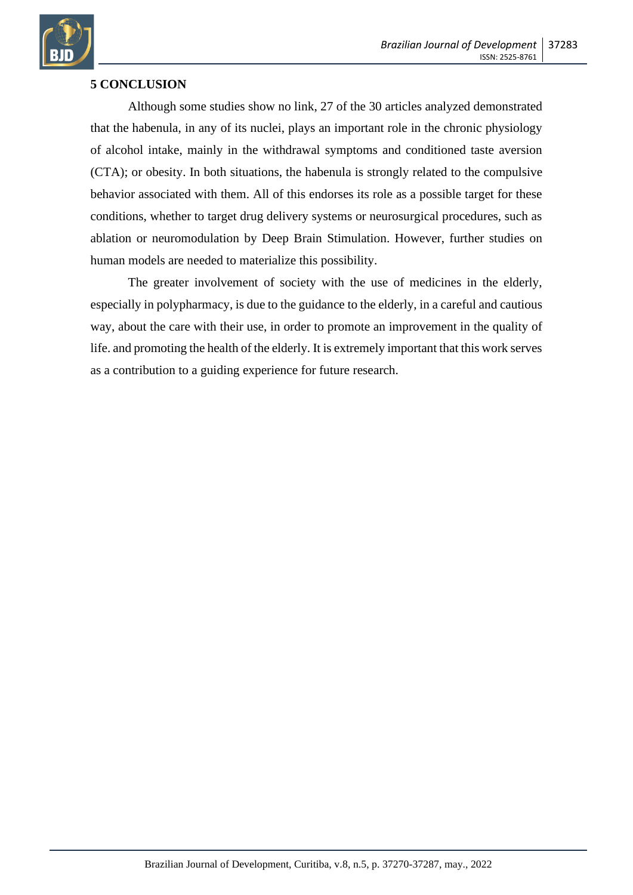## 5 CONCLUSION

Although some studies show no link, 27 of the 30 articles analyzed demonstrated that the habenula, in any of its nuclei, plays an important role in the chronic physiology of alcohol intake, mainly in the withdrawal symptoms and conditioned taste aversion (CTA); or obesity. In both situations, the habenula is strongly related to the compulsive behavior associated with them. All of this endorses its role as a possible target for these conditions, whether to target drug delivery systems or neurosurgical procedures, such as ablation or neuromodulation by Deep Brain Stimulation. However, further studies on human models are needed to materialize this possibility.

The greater involvement of society with the use of medicines in the elderly, especially in polypharmacy, is due to the guidance to the elderly, in a careful and cautious way, about the care with their use, in order to promote an improvement in the quality of life. and promoting the health of the elderly. It is extremely important that this work serves as a contribution to a guiding experience for future research.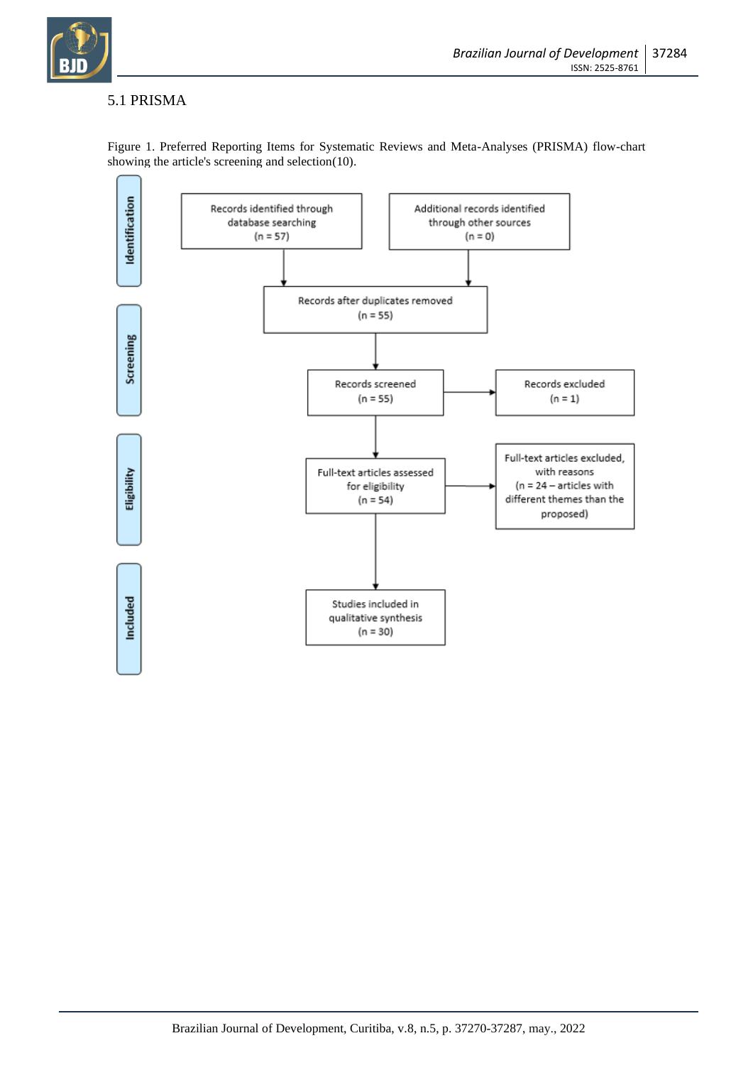## 5.1 PRISMA

Figure 1. Preferred Reporting Items for Systematic Reviews and Meta-Analyses (PRISMA) flow-chart showing the article's screening and selection(10).

**Identification**

Records identified through database searching (n = 57)

Additional records identified through other sources (n = 0)

Records after duplicates removed (n = 55)

**Screening**

Records screened (n = 55)

Records excluded (n = 1)

**Eligibility**

Full-text articles assessed for eligibility (n = 54)

Full-text articles excluded, with reasons (n = 24 – articles with different themes than the proposed)

**Included**

Studies included in qualitative synthesis (n = 30)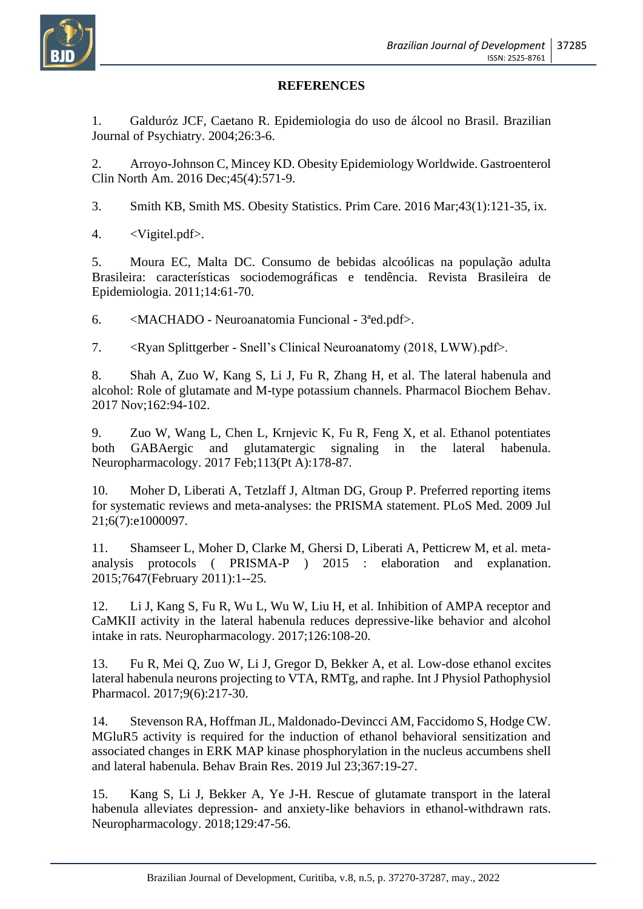## REFERENCES

1. Galduróz JCF, Caetano R. Epidemiologia do uso de álcool no Brasil. Brazilian Journal of Psychiatry. 2004;26:3-6.

2. Arroyo-Johnson C, Mincey KD. Obesity Epidemiology Worldwide. Gastroenterol Clin North Am. 2016 Dec;45(4):571-9.

3. Smith KB, Smith MS. Obesity Statistics. Prim Care. 2016 Mar;43(1):121-35, ix.

4. <Vigitel.pdf>.

5. Moura EC, Malta DC. Consumo de bebidas alcoólicas na população adulta Brasileira: características sociodemográficas e tendência. Revista Brasileira de Epidemiologia. 2011;14:61-70.

6. <MACHADO - Neuroanatomia Funcional - 3ªed.pdf>.

7. <Ryan Splittgerber - Snell's Clinical Neuroanatomy (2018, LWW).pdf>.

8. Shah A, Zuo W, Kang S, Li J, Fu R, Zhang H, et al. The lateral habenula and alcohol: Role of glutamate and M-type potassium channels. Pharmacol Biochem Behav. 2017 Nov;162:94-102.

9. Zuo W, Wang L, Chen L, Krnjevic K, Fu R, Feng X, et al. Ethanol potentiates both GABAergic and glutamatergic signaling in the lateral habenula. Neuropharmacology. 2017 Feb;113(Pt A):178-87.

10. Moher D, Liberati A, Tetzlaff J, Altman DG, Group P. Preferred reporting items for systematic reviews and meta-analyses: the PRISMA statement. PLoS Med. 2009 Jul 21;6(7):e1000097.

11. Shamseer L, Moher D, Clarke M, Ghersi D, Liberati A, Petticrew M, et al. meta-analysis protocols ( PRISMA-P ) 2015 : elaboration and explanation. 2015;7647(February 2011):1--25.

12. Li J, Kang S, Fu R, Wu L, Wu W, Liu H, et al. Inhibition of AMPA receptor and CaMKII activity in the lateral habenula reduces depressive-like behavior and alcohol intake in rats. Neuropharmacology. 2017;126:108-20.

13. Fu R, Mei Q, Zuo W, Li J, Gregor D, Bekker A, et al. Low-dose ethanol excites lateral habenula neurons projecting to VTA, RMTg, and raphe. Int J Physiol Pathophysiol Pharmacol. 2017;9(6):217-30.

14. Stevenson RA, Hoffman JL, Maldonado-Devincci AM, Faccidomo S, Hodge CW. MGluR5 activity is required for the induction of ethanol behavioral sensitization and associated changes in ERK MAP kinase phosphorylation in the nucleus accumbens shell and lateral habenula. Behav Brain Res. 2019 Jul 23;367:19-27.

15. Kang S, Li J, Bekker A, Ye J-H. Rescue of glutamate transport in the lateral habenula alleviates depression- and anxiety-like behaviors in ethanol-withdrawn rats. Neuropharmacology. 2018;129:47-56.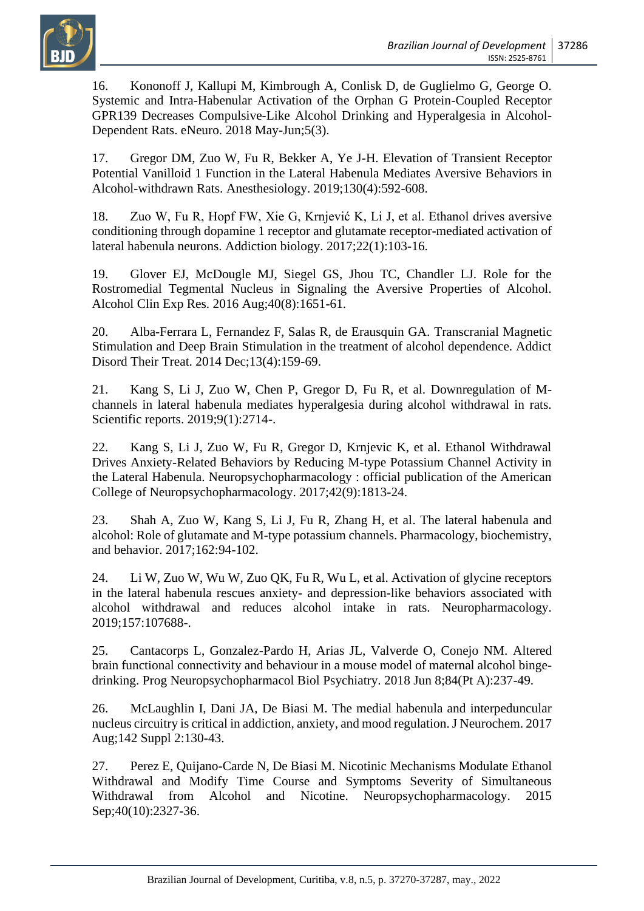16. Kononoff J, Kallupi M, Kimbrough A, Conlisk D, de Guglielmo G, George O. Systemic and Intra-Habenular Activation of the Orphan G Protein-Coupled Receptor GPR139 Decreases Compulsive-Like Alcohol Drinking and Hyperalgesia in Alcohol-Dependent Rats. eNeuro. 2018 May-Jun;5(3).

17. Gregor DM, Zuo W, Fu R, Bekker A, Ye J-H. Elevation of Transient Receptor Potential Vanilloid 1 Function in the Lateral Habenula Mediates Aversive Behaviors in Alcohol-withdrawn Rats. Anesthesiology. 2019;130(4):592-608.

18. Zuo W, Fu R, Hopf FW, Xie G, Krnjević K, Li J, et al. Ethanol drives aversive conditioning through dopamine 1 receptor and glutamate receptor-mediated activation of lateral habenula neurons. Addiction biology. 2017;22(1):103-16.

19. Glover EJ, McDougle MJ, Siegel GS, Jhou TC, Chandler LJ. Role for the Rostromedial Tegmental Nucleus in Signaling the Aversive Properties of Alcohol. Alcohol Clin Exp Res. 2016 Aug;40(8):1651-61.

20. Alba-Ferrara L, Fernandez F, Salas R, de Erausquin GA. Transcranial Magnetic Stimulation and Deep Brain Stimulation in the treatment of alcohol dependence. Addict Disord Their Treat. 2014 Dec;13(4):159-69.

21. Kang S, Li J, Zuo W, Chen P, Gregor D, Fu R, et al. Downregulation of M-channels in lateral habenula mediates hyperalgesia during alcohol withdrawal in rats. Scientific reports. 2019;9(1):2714-.

22. Kang S, Li J, Zuo W, Fu R, Gregor D, Krnjevic K, et al. Ethanol Withdrawal Drives Anxiety-Related Behaviors by Reducing M-type Potassium Channel Activity in the Lateral Habenula. Neuropsychopharmacology : official publication of the American College of Neuropsychopharmacology. 2017;42(9):1813-24.

23. Shah A, Zuo W, Kang S, Li J, Fu R, Zhang H, et al. The lateral habenula and alcohol: Role of glutamate and M-type potassium channels. Pharmacology, biochemistry, and behavior. 2017;162:94-102.

24. Li W, Zuo W, Wu W, Zuo QK, Fu R, Wu L, et al. Activation of glycine receptors in the lateral habenula rescues anxiety- and depression-like behaviors associated with alcohol withdrawal and reduces alcohol intake in rats. Neuropharmacology. 2019;157:107688-.

25. Cantacorps L, Gonzalez-Pardo H, Arias JL, Valverde O, Conejo NM. Altered brain functional connectivity and behaviour in a mouse model of maternal alcohol binge-drinking. Prog Neuropsychopharmacol Biol Psychiatry. 2018 Jun 8;84(Pt A):237-49.

26. McLaughlin I, Dani JA, De Biasi M. The medial habenula and interpeduncular nucleus circuitry is critical in addiction, anxiety, and mood regulation. J Neurochem. 2017 Aug;142 Suppl 2:130-43.

27. Perez E, Quijano-Carde N, De Biasi M. Nicotinic Mechanisms Modulate Ethanol Withdrawal and Modify Time Course and Symptoms Severity of Simultaneous Withdrawal from Alcohol and Nicotine. Neuropsychopharmacology. 2015 Sep;40(10):2327-36.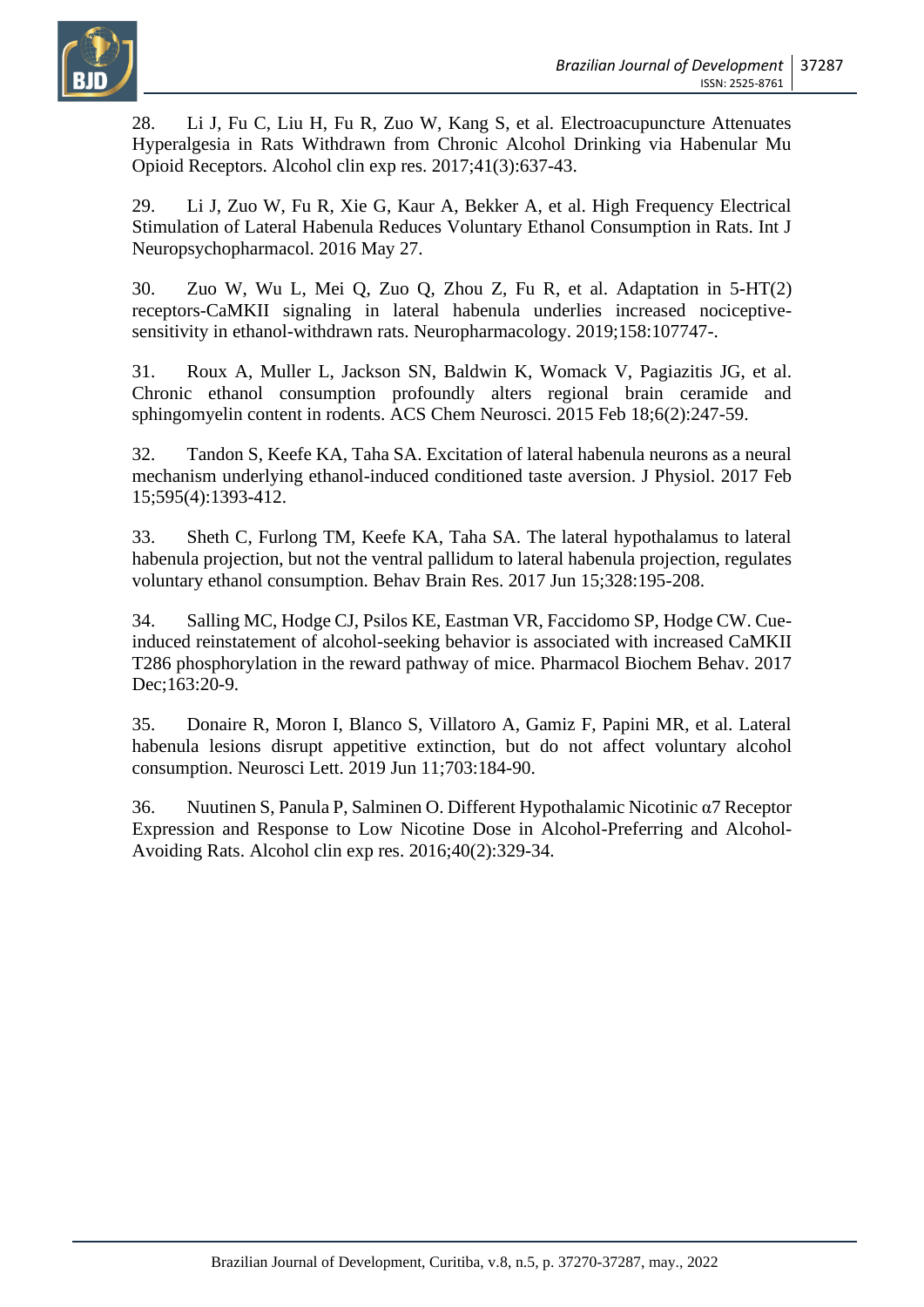28. Li J, Fu C, Liu H, Fu R, Zuo W, Kang S, et al. Electroacupuncture Attenuates Hyperalgesia in Rats Withdrawn from Chronic Alcohol Drinking via Habenular Mu Opioid Receptors. Alcohol clin exp res. 2017;41(3):637-43.

29. Li J, Zuo W, Fu R, Xie G, Kaur A, Bekker A, et al. High Frequency Electrical Stimulation of Lateral Habenula Reduces Voluntary Ethanol Consumption in Rats. Int J Neuropsychopharmacol. 2016 May 27.

30. Zuo W, Wu L, Mei Q, Zuo Q, Zhou Z, Fu R, et al. Adaptation in 5-HT(2) receptors-CaMKII signaling in lateral habenula underlies increased nociceptive-sensitivity in ethanol-withdrawn rats. Neuropharmacology. 2019;158:107747-.

31. Roux A, Muller L, Jackson SN, Baldwin K, Womack V, Pagiazitis JG, et al. Chronic ethanol consumption profoundly alters regional brain ceramide and sphingomyelin content in rodents. ACS Chem Neurosci. 2015 Feb 18;6(2):247-59.

32. Tandon S, Keefe KA, Taha SA. Excitation of lateral habenula neurons as a neural mechanism underlying ethanol-induced conditioned taste aversion. J Physiol. 2017 Feb 15;595(4):1393-412.

33. Sheth C, Furlong TM, Keefe KA, Taha SA. The lateral hypothalamus to lateral habenula projection, but not the ventral pallidum to lateral habenula projection, regulates voluntary ethanol consumption. Behav Brain Res. 2017 Jun 15;328:195-208.

34. Salling MC, Hodge CJ, Psilos KE, Eastman VR, Faccidomo SP, Hodge CW. Cue-induced reinstatement of alcohol-seeking behavior is associated with increased CaMKII T286 phosphorylation in the reward pathway of mice. Pharmacol Biochem Behav. 2017 Dec;163:20-9.

35. Donaire R, Moron I, Blanco S, Villatoro A, Gamiz F, Papini MR, et al. Lateral habenula lesions disrupt appetitive extinction, but do not affect voluntary alcohol consumption. Neurosci Lett. 2019 Jun 11;703:184-90.

36. Nuutinen S, Panula P, Salminen O. Different Hypothalamic Nicotinic α7 Receptor Expression and Response to Low Nicotine Dose in Alcohol-Preferring and Alcohol-Avoiding Rats. Alcohol clin exp res. 2016;40(2):329-34.